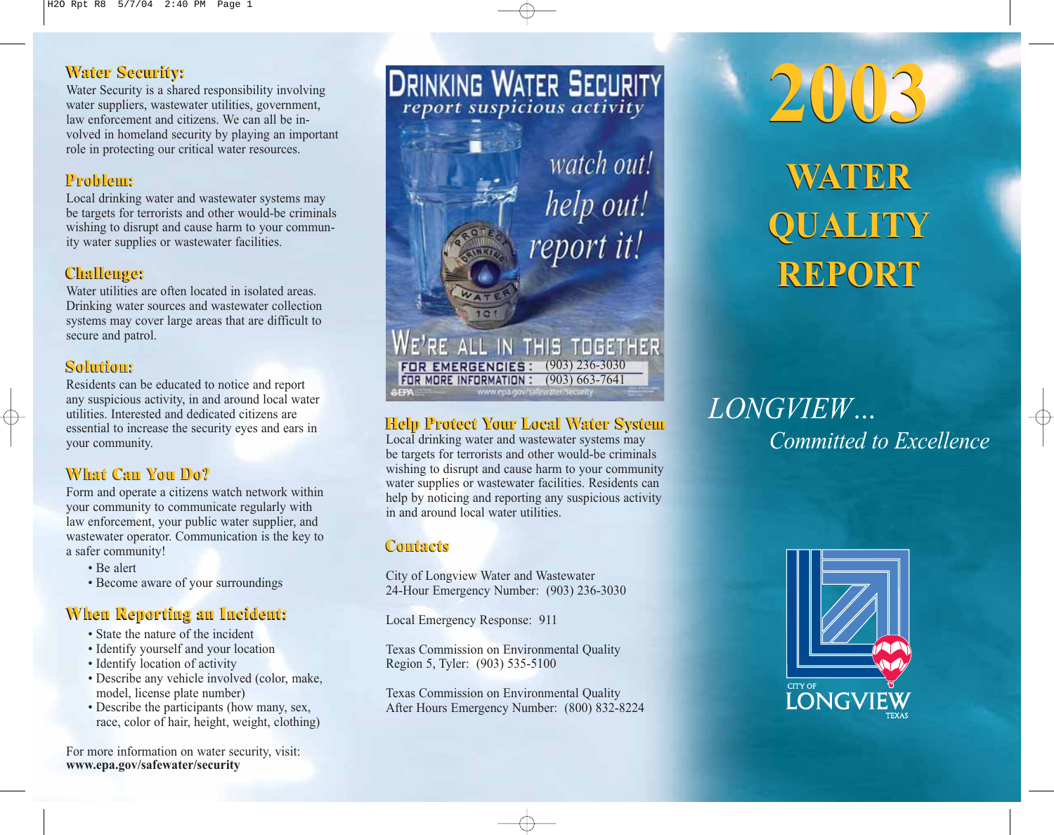## Water Security:

Water Security is a shared responsibility involving water suppliers, wastewater utilities, government, law enforcement and citizens. We can all be involved in homeland security by playing an important role in protecting our critical water resources.

## Problem:

Local drinking water and wastewater systems may be targets for terrorists and other would-be criminals wishing to disrupt and cause harm to your community water supplies or wastewater facilities.

## Challenge:

Water utilities are often located in isolated areas. Drinking water sources and wastewater collection systems may cover large areas that are difficult to secure and patrol.

## Solution:

Residents can be educated to notice and report any suspicious activity, in and around local water utilities. Interested and dedicated citizens are essential to increase the security eyes and ears in your community.

## What Can You Do?

Form and operate a citizens watch network within your community to communicate regularly with law enforcement, your public water supplier, and wastewater operator. Communication is the key to a safer community!

- Be alert
- Become aware of your surroundings

## When Reporting an Incident:

- State the nature of the incident
- Identify yourself and your location
- Identify location of activity
- Describe any vehicle involved (color, make, model, license plate number)
- Describe the participants (how many, sex, race, color of hair, height, weight, clothing)

For more information on water security, visit:
**www.epa.gov/safewater/security**

**DRINKING WATER SECURITY**
*report suspicious activity*

*watch out!*
*help out!*
*report it!*

**WE'RE ALL IN THIS TOGETHER**

FOR EMERGENCIES: (903) 236-3030
FOR MORE INFORMATION: (903) 663-7641

EPA www.epa.gov/safewater/security

## Help Protect Your Local Water System

Local drinking water and wastewater systems may be targets for terrorists and other would-be criminals wishing to disrupt and cause harm to your community water supplies or wastewater facilities. Residents can help by noticing and reporting any suspicious activity in and around local water utilities.

## Contacts

City of Longview Water and Wastewater
24-Hour Emergency Number: (903) 236-3030

Local Emergency Response: 911

Texas Commission on Environmental Quality
Region 5, Tyler: (903) 535-5100

Texas Commission on Environmental Quality
After Hours Emergency Number: (800) 832-8224

# 2003 WATER QUALITY REPORT

*LONGVIEW…*
*Committed to Excellence*

CITY OF LONGVIEW TEXAS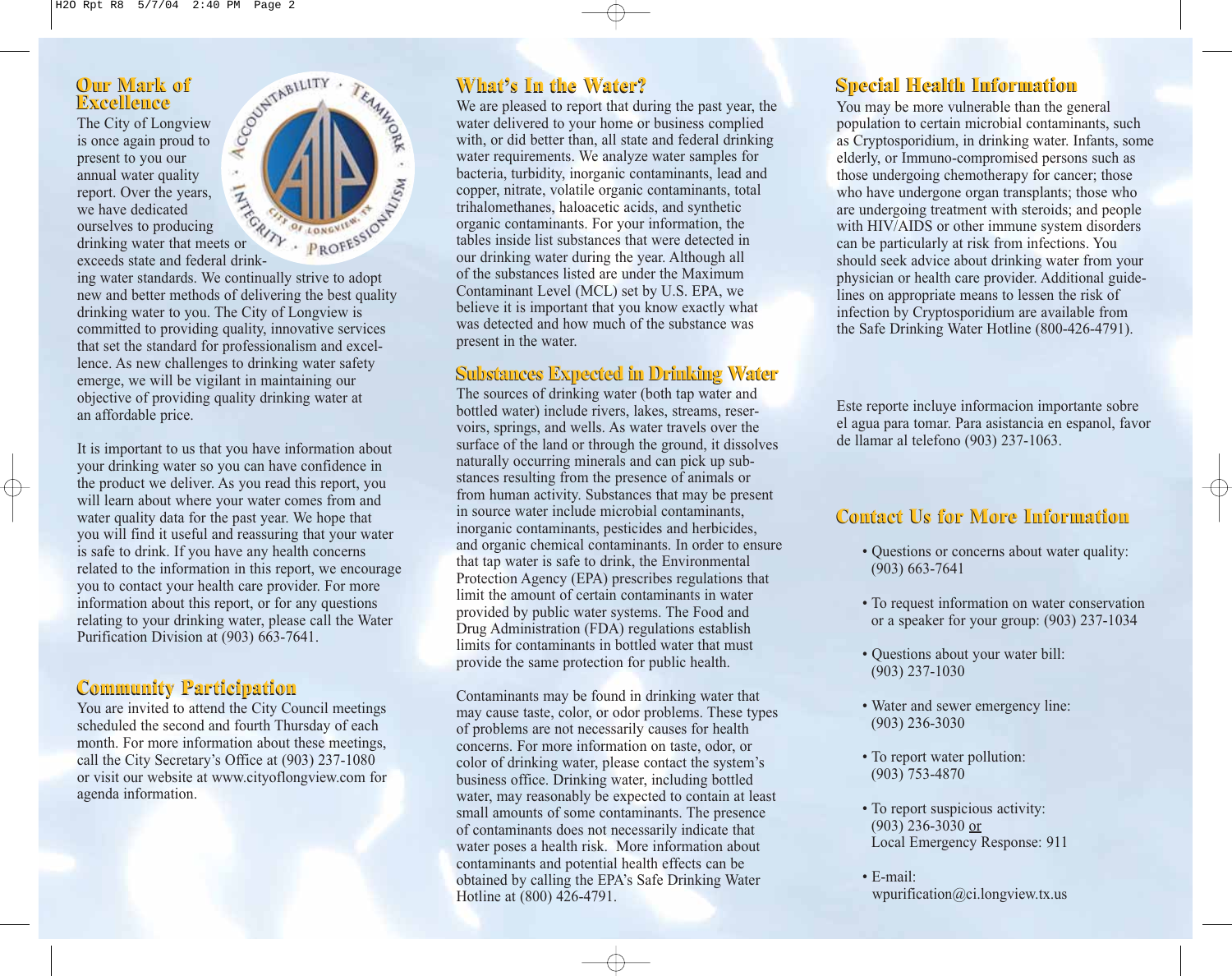## Our Mark of Excellence

The City of Longview is once again proud to present to you our annual water quality report. Over the years, we have dedicated ourselves to producing drinking water that meets or exceeds state and federal drinking water standards. We continually strive to adopt new and better methods of delivering the best quality drinking water to you. The City of Longview is committed to providing quality, innovative services that set the standard for professionalism and excellence. As new challenges to drinking water safety emerge, we will be vigilant in maintaining our objective of providing quality drinking water at an affordable price.

It is important to us that you have information about your drinking water so you can have confidence in the product we deliver. As you read this report, you will learn about where your water comes from and water quality data for the past year. We hope that you will find it useful and reassuring that your water is safe to drink. If you have any health concerns related to the information in this report, we encourage you to contact your health care provider. For more information about this report, or for any questions relating to your drinking water, please call the Water Purification Division at (903) 663-7641.

## Community Participation

You are invited to attend the City Council meetings scheduled the second and fourth Thursday of each month. For more information about these meetings, call the City Secretary's Office at (903) 237-1080 or visit our website at www.cityoflongview.com for agenda information.

## What's In the Water?

We are pleased to report that during the past year, the water delivered to your home or business complied with, or did better than, all state and federal drinking water requirements. We analyze water samples for bacteria, turbidity, inorganic contaminants, lead and copper, nitrate, volatile organic contaminants, total trihalomethanes, haloacetic acids, and synthetic organic contaminants. For your information, the tables inside list substances that were detected in our drinking water during the year. Although all of the substances listed are under the Maximum Contaminant Level (MCL) set by U.S. EPA, we believe it is important that you know exactly what was detected and how much of the substance was present in the water.

## Substances Expected in Drinking Water

The sources of drinking water (both tap water and bottled water) include rivers, lakes, streams, reservoirs, springs, and wells. As water travels over the surface of the land or through the ground, it dissolves naturally occurring minerals and can pick up substances resulting from the presence of animals or from human activity. Substances that may be present in source water include microbial contaminants, inorganic contaminants, pesticides and herbicides, and organic chemical contaminants. In order to ensure that tap water is safe to drink, the Environmental Protection Agency (EPA) prescribes regulations that limit the amount of certain contaminants in water provided by public water systems. The Food and Drug Administration (FDA) regulations establish limits for contaminants in bottled water that must provide the same protection for public health.

Contaminants may be found in drinking water that may cause taste, color, or odor problems. These types of problems are not necessarily causes for health concerns. For more information on taste, odor, or color of drinking water, please contact the system's business office. Drinking water, including bottled water, may reasonably be expected to contain at least small amounts of some contaminants. The presence of contaminants does not necessarily indicate that water poses a health risk. More information about contaminants and potential health effects can be obtained by calling the EPA's Safe Drinking Water Hotline at (800) 426-4791.

## Special Health Information

You may be more vulnerable than the general population to certain microbial contaminants, such as Cryptosporidium, in drinking water. Infants, some elderly, or Immuno-compromised persons such as those undergoing chemotherapy for cancer; those who have undergone organ transplants; those who are undergoing treatment with steroids; and people with HIV/AIDS or other immune system disorders can be particularly at risk from infections. You should seek advice about drinking water from your physician or health care provider. Additional guidelines on appropriate means to lessen the risk of infection by Cryptosporidium are available from the Safe Drinking Water Hotline (800-426-4791).

Este reporte incluye informacion importante sobre el agua para tomar. Para asistancia en espanol, favor de llamar al telefono (903) 237-1063.

## Contact Us for More Information

- Questions or concerns about water quality: (903) 663-7641
- To request information on water conservation or a speaker for your group: (903) 237-1034
- Questions about your water bill: (903) 237-1030
- Water and sewer emergency line: (903) 236-3030
- To report water pollution: (903) 753-4870
- To report suspicious activity: (903) 236-3030 or Local Emergency Response: 911
- E-mail: wpurification@ci.longview.tx.us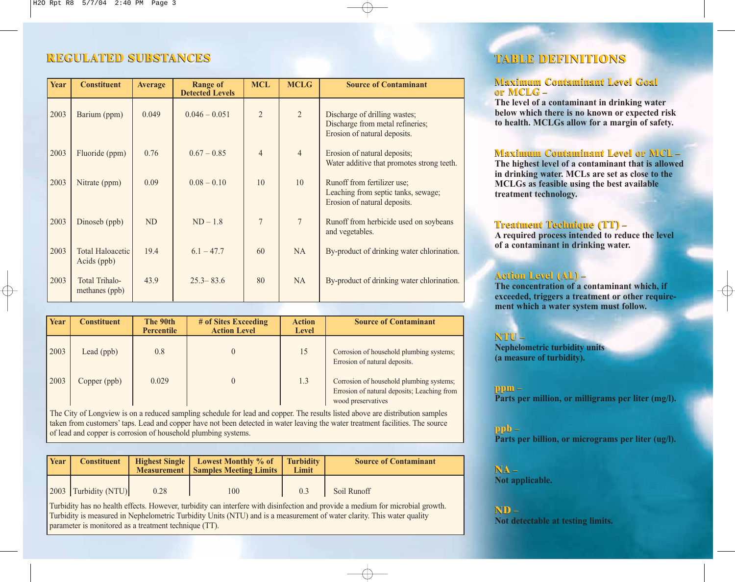## REGULATED SUBSTANCES

| Year | Constituent | Average | Range of Detected Levels | MCL | MCLG | Source of Contaminant |
|---|---|---|---|---|---|---|
| 2003 | Barium (ppm) | 0.049 | 0.046 – 0.051 | 2 | 2 | Discharge of drilling wastes; Discharge from metal refineries; Erosion of natural deposits. |
| 2003 | Fluoride (ppm) | 0.76 | 0.67 – 0.85 | 4 | 4 | Erosion of natural deposits; Water additive that promotes strong teeth. |
| 2003 | Nitrate (ppm) | 0.09 | 0.08 – 0.10 | 10 | 10 | Runoff from fertilizer use; Leaching from septic tanks, sewage; Erosion of natural deposits. |
| 2003 | Dinoseb (ppb) | ND | ND – 1.8 | 7 | 7 | Runoff from herbicide used on soybeans and vegetables. |
| 2003 | Total Haloacetic Acids (ppb) | 19.4 | 6.1 – 47.7 | 60 | NA | By-product of drinking water chlorination. |
| 2003 | Total Trihalo-methanes (ppb) | 43.9 | 25.3– 83.6 | 80 | NA | By-product of drinking water chlorination. |

| Year | Constituent | The 90th Percentile | # of Sites Exceeding Action Level | Action Level | Source of Contaminant |
|---|---|---|---|---|---|
| 2003 | Lead (ppb) | 0.8 | 0 | 15 | Corrosion of household plumbing systems; Errosion of natural deposits. |
| 2003 | Copper (ppb) | 0.029 | 0 | 1.3 | Corrosion of household plumbing systems; Errosion of natural deposits; Leaching from wood preservatives |

The City of Longview is on a reduced sampling schedule for lead and copper. The results listed above are distribution samples taken from customers' taps. Lead and copper have not been detected in water leaving the water treatment facilities. The source of lead and copper is corrosion of household plumbing systems.

| Year | Constituent | Highest Single Measurement | Lowest Monthly % of Samples Meeting Limits | Turbidity Limit | Source of Contaminant |
|---|---|---|---|---|---|
| 2003 | Turbidity (NTU) | 0.28 | 100 | 0.3 | Soil Runoff |

Turbidity has no health effects. However, turbidity can interfere with disinfection and provide a medium for microbial growth. Turbidity is measured in Nephelometric Turbidity Units (NTU) and is a measurement of water clarity. This water quality parameter is monitored as a treatment technique (TT).

## TABLE DEFINITIONS

**Maximum Contaminant Level Goal or MCLG –**
The level of a contaminant in drinking water below which there is no known or expected risk to health. MCLGs allow for a margin of safety.

**Maximum Contaminant Level or MCL –**
The highest level of a contaminant that is allowed in drinking water. MCLs are set as close to the MCLGs as feasible using the best available treatment technology.

**Treatment Technique (TT) –**
A required process intended to reduce the level of a contaminant in drinking water.

**Action Level (AL) –**
The concentration of a contaminant which, if exceeded, triggers a treatment or other requirement which a water system must follow.

**NTU –**
Nephelometric turbidity units (a measure of turbidity).

**ppm –**
Parts per million, or milligrams per liter (mg/l).

**ppb –**
Parts per billion, or micrograms per liter (ug/l).

**NA –**
Not applicable.

**ND –**
Not detectable at testing limits.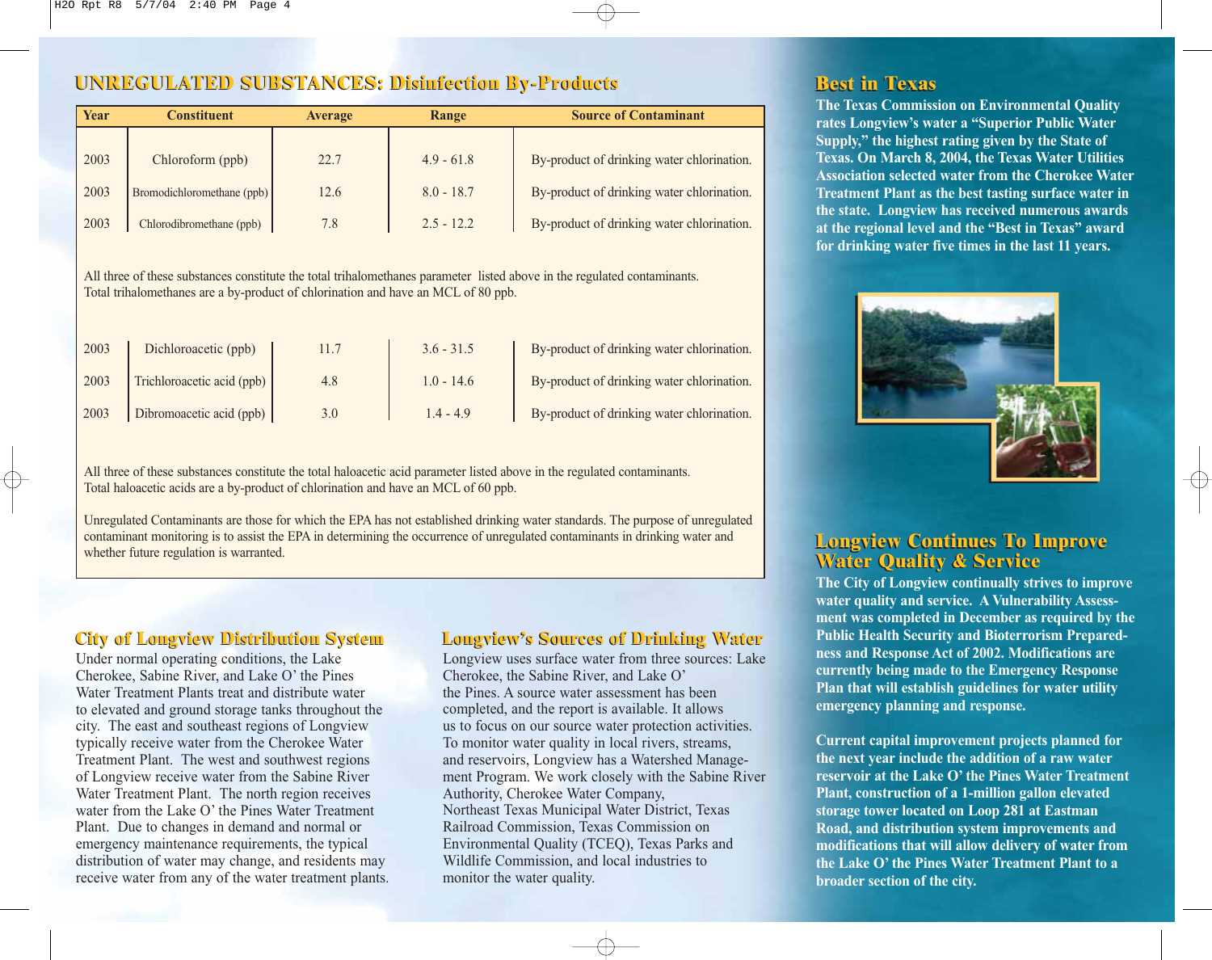## UNREGULATED SUBSTANCES: Disinfection By-Products

| Year | Constituent | Average | Range | Source of Contaminant |
|---|---|---|---|---|
| 2003 | Chloroform (ppb) | 22.7 | 4.9 - 61.8 | By-product of drinking water chlorination. |
| 2003 | Bromodichloromethane (ppb) | 12.6 | 8.0 - 18.7 | By-product of drinking water chlorination. |
| 2003 | Chlorodibromethane (ppb) | 7.8 | 2.5 - 12.2 | By-product of drinking water chlorination. |

All three of these substances constitute the total trihalomethanes parameter listed above in the regulated contaminants. Total trihalomethanes are a by-product of chlorination and have an MCL of 80 ppb.

| Year | Constituent | Average | Range | Source of Contaminant |
|---|---|---|---|---|
| 2003 | Dichloroacetic (ppb) | 11.7 | 3.6 - 31.5 | By-product of drinking water chlorination. |
| 2003 | Trichloroacetic acid (ppb) | 4.8 | 1.0 - 14.6 | By-product of drinking water chlorination. |
| 2003 | Dibromoacetic acid (ppb) | 3.0 | 1.4 - 4.9 | By-product of drinking water chlorination. |

All three of these substances constitute the total haloacetic acid parameter listed above in the regulated contaminants. Total haloacetic acids are a by-product of chlorination and have an MCL of 60 ppb.

Unregulated Contaminants are those for which the EPA has not established drinking water standards. The purpose of unregulated contaminant monitoring is to assist the EPA in determining the occurrence of unregulated contaminants in drinking water and whether future regulation is warranted.

## City of Longview Distribution System

Under normal operating conditions, the Lake Cherokee, Sabine River, and Lake O' the Pines Water Treatment Plants treat and distribute water to elevated and ground storage tanks throughout the city. The east and southeast regions of Longview typically receive water from the Cherokee Water Treatment Plant. The west and southwest regions of Longview receive water from the Sabine River Water Treatment Plant. The north region receives water from the Lake O' the Pines Water Treatment Plant. Due to changes in demand and normal or emergency maintenance requirements, the typical distribution of water may change, and residents may receive water from any of the water treatment plants.

## Longview's Sources of Drinking Water

Longview uses surface water from three sources: Lake Cherokee, the Sabine River, and Lake O' the Pines. A source water assessment has been completed, and the report is available. It allows us to focus on our source water protection activities. To monitor water quality in local rivers, streams, and reservoirs, Longview has a Watershed Management Program. We work closely with the Sabine River Authority, Cherokee Water Company, Northeast Texas Municipal Water District, Texas Railroad Commission, Texas Commission on Environmental Quality (TCEQ), Texas Parks and Wildlife Commission, and local industries to monitor the water quality.

## Best in Texas

**The Texas Commission on Environmental Quality rates Longview's water a "Superior Public Water Supply," the highest rating given by the State of Texas. On March 8, 2004, the Texas Water Utilities Association selected water from the Cherokee Water Treatment Plant as the best tasting surface water in the state. Longview has received numerous awards at the regional level and the "Best in Texas" award for drinking water five times in the last 11 years.**

## Longview Continues To Improve Water Quality & Service

**The City of Longview continually strives to improve water quality and service. A Vulnerability Assessment was completed in December as required by the Public Health Security and Bioterrorism Preparedness and Response Act of 2002. Modifications are currently being made to the Emergency Response Plan that will establish guidelines for water utility emergency planning and response.**

**Current capital improvement projects planned for the next year include the addition of a raw water reservoir at the Lake O' the Pines Water Treatment Plant, construction of a 1-million gallon elevated storage tower located on Loop 281 at Eastman Road, and distribution system improvements and modifications that will allow delivery of water from the Lake O' the Pines Water Treatment Plant to a broader section of the city.**